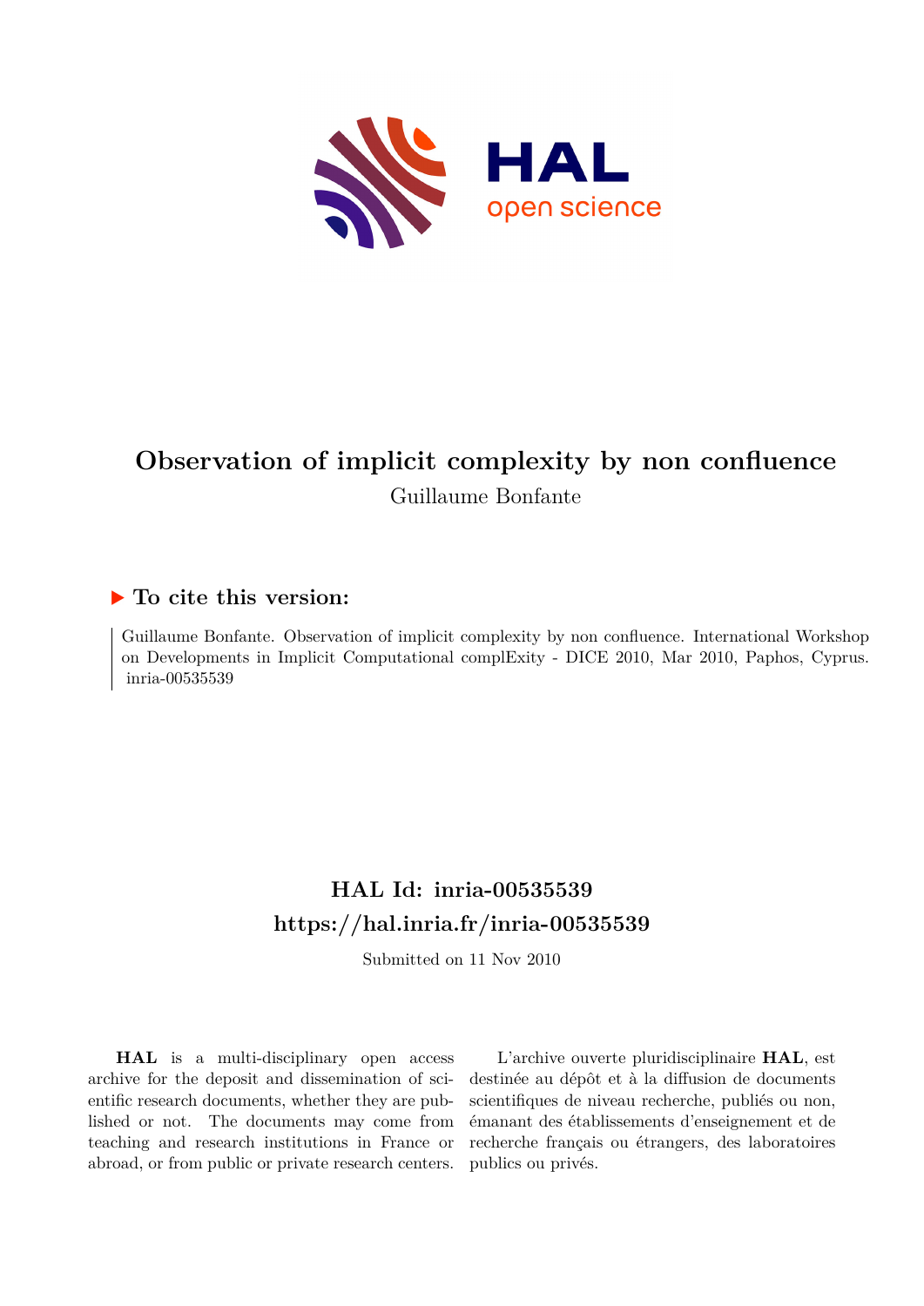# Observation of implicit complexity by non confluence

Guillaume Bonfante

## ▶ To cite this version:

Guillaume Bonfante. Observation of implicit complexity by non confluence. International Workshop on Developments in Implicit Computational complExity - DICE 2010, Mar 2010, Paphos, Cyprus. inria-00535539

## HAL Id: inria-00535539
## https://hal.inria.fr/inria-00535539

Submitted on 11 Nov 2010

**HAL** is a multi-disciplinary open access archive for the deposit and dissemination of scientific research documents, whether they are published or not. The documents may come from teaching and research institutions in France or abroad, or from public or private research centers.

L'archive ouverte pluridisciplinaire **HAL**, est destinée au dépôt et à la diffusion de documents scientifiques de niveau recherche, publiés ou non, émanant des établissements d'enseignement et de recherche français ou étrangers, des laboratoires publics ou privés.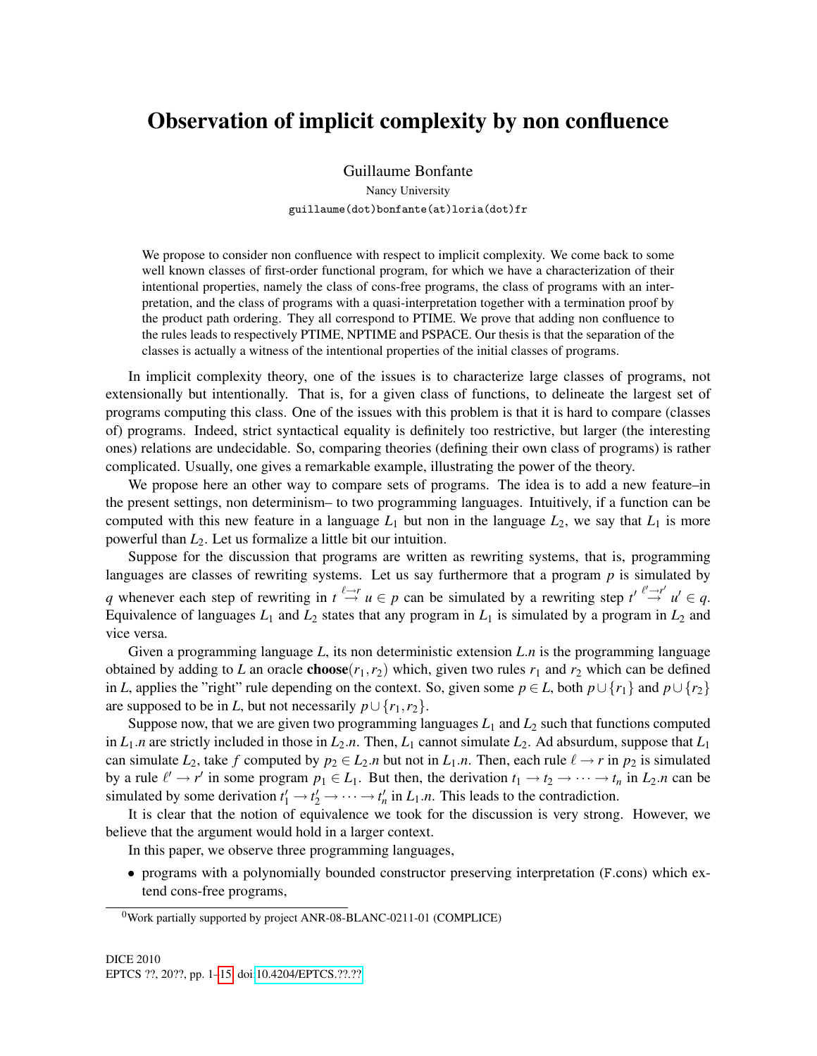# Observation of implicit complexity by non confluence

Guillaume Bonfante

Nancy University

guillaume(dot)bonfante(at)loria(dot)fr

We propose to consider non confluence with respect to implicit complexity. We come back to some well known classes of first-order functional program, for which we have a characterization of their intentional properties, namely the class of cons-free programs, the class of programs with an interpretation, and the class of programs with a quasi-interpretation together with a termination proof by the product path ordering. They all correspond to PTIME. We prove that adding non confluence to the rules leads to respectively PTIME, NPTIME and PSPACE. Our thesis is that the separation of the classes is actually a witness of the intentional properties of the initial classes of programs.

In implicit complexity theory, one of the issues is to characterize large classes of programs, not extensionally but intentionally. That is, for a given class of functions, to delineate the largest set of programs computing this class. One of the issues with this problem is that it is hard to compare (classes of) programs. Indeed, strict syntactical equality is definitely too restrictive, but larger (the interesting ones) relations are undecidable. So, comparing theories (defining their own class of programs) is rather complicated. Usually, one gives a remarkable example, illustrating the power of the theory.

We propose here an other way to compare sets of programs. The idea is to add a new feature–in the present settings, non determinism– to two programming languages. Intuitively, if a function can be computed with this new feature in a language $L_1$ but non in the language $L_2$, we say that $L_1$ is more powerful than $L_2$. Let us formalize a little bit our intuition.

Suppose for the discussion that programs are written as rewriting systems, that is, programming languages are classes of rewriting systems. Let us say furthermore that a program $p$ is simulated by $q$ whenever each step of rewriting in $t \stackrel{\ell \to r}{\to} u \in p$ can be simulated by a rewriting step $t' \stackrel{\ell' \to r'}{\to} u' \in q$. Equivalence of languages $L_1$ and $L_2$ states that any program in $L_1$ is simulated by a program in $L_2$ and vice versa.

Given a programming language $L$, its non deterministic extension $L.n$ is the programming language obtained by adding to $L$ an oracle **choose**$(r_1, r_2)$ which, given two rules $r_1$ and $r_2$ which can be defined in $L$, applies the "right" rule depending on the context. So, given some $p \in L$, both $p \cup \{r_1\}$ and $p \cup \{r_2\}$ are supposed to be in $L$, but not necessarily $p \cup \{r_1, r_2\}$.

Suppose now, that we are given two programming languages $L_1$ and $L_2$ such that functions computed in $L_1.n$ are strictly included in those in $L_2.n$. Then, $L_1$ cannot simulate $L_2$. Ad absurdum, suppose that $L_1$ can simulate $L_2$, take $f$ computed by $p_2 \in L_2.n$ but not in $L_1.n$. Then, each rule $\ell \to r$ in $p_2$ is simulated by a rule $\ell' \to r'$ in some program $p_1 \in L_1$. But then, the derivation $t_1 \to t_2 \to \cdots \to t_n$ in $L_2.n$ can be simulated by some derivation $t'_1 \to t'_2 \to \cdots \to t'_n$ in $L_1.n$. This leads to the contradiction.

It is clear that the notion of equivalence we took for the discussion is very strong. However, we believe that the argument would hold in a larger context.

In this paper, we observe three programming languages,

- programs with a polynomially bounded constructor preserving interpretation (F.cons) which extend cons-free programs,

[0]Work partially supported by project ANR-08-BLANC-0211-01 (COMPLICE)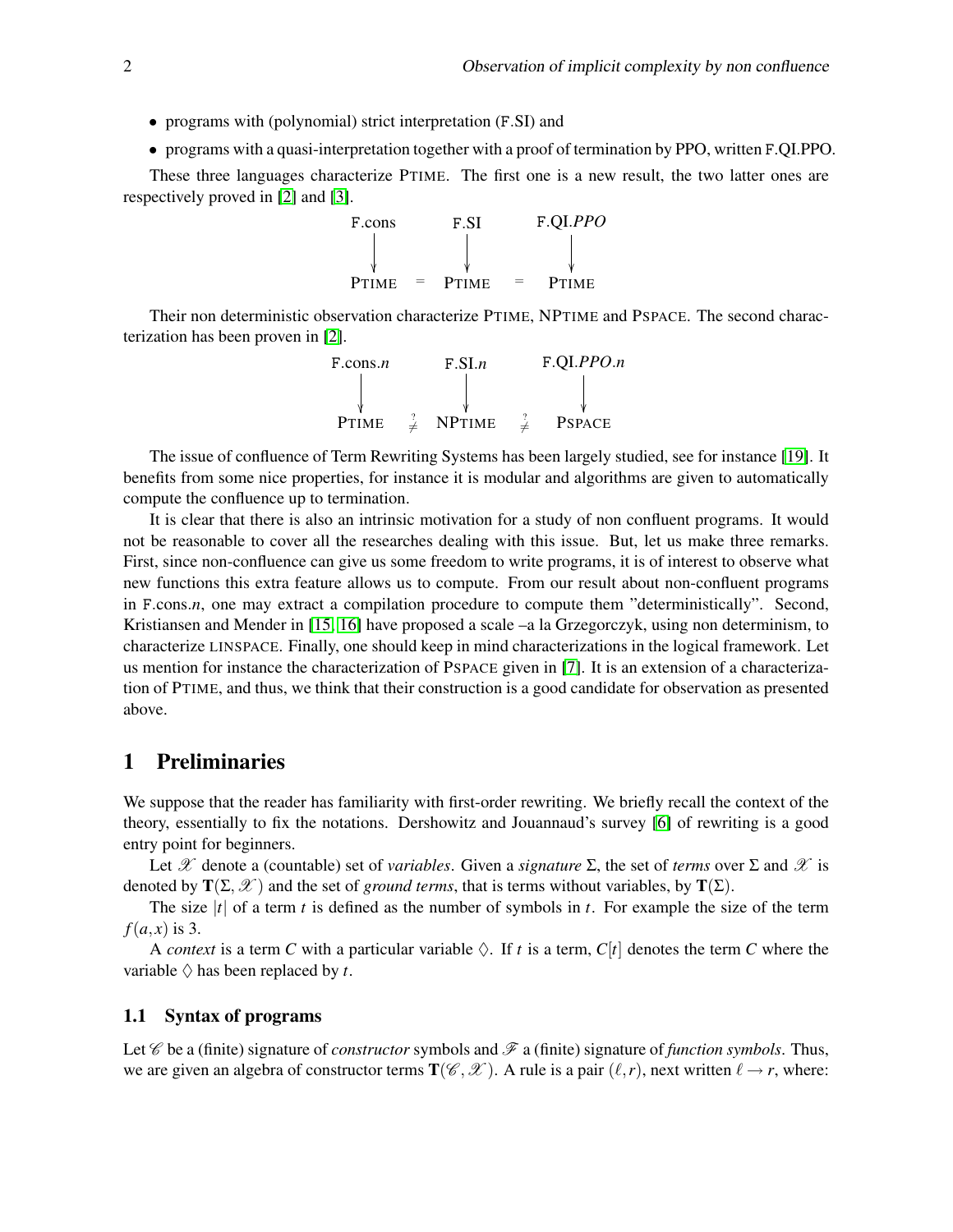- programs with (polynomial) strict interpretation (F.SI) and
- programs with a quasi-interpretation together with a proof of termination by PPO, written F.QI.PPO.

These three languages characterize PTIME. The first one is a new result, the two latter ones are respectively proved in [2] and [3].

$$\begin{array}{ccccc} \text{F.cons} & & \text{F.SI} & & \text{F.QI.}PPO \\ \downarrow & & \downarrow & & \downarrow \\ \text{PTIME} & = & \text{PTIME} & = & \text{PTIME} \end{array}$$

Their non deterministic observation characterize PTIME, NPTIME and PSPACE. The second characterization has been proven in [2].

$$\begin{array}{ccccc} \text{F.cons}.n & & \text{F.SI}.n & & \text{F.QI.}PPO.n \\ \downarrow & & \downarrow & & \downarrow \\ \text{PTIME} & \overset{?}{\neq} & \text{NPTIME} & \overset{?}{\neq} & \text{PSPACE} \end{array}$$

The issue of confluence of Term Rewriting Systems has been largely studied, see for instance [19]. It benefits from some nice properties, for instance it is modular and algorithms are given to automatically compute the confluence up to termination.

It is clear that there is also an intrinsic motivation for a study of non confluent programs. It would not be reasonable to cover all the researches dealing with this issue. But, let us make three remarks. First, since non-confluence can give us some freedom to write programs, it is of interest to observe what new functions this extra feature allows us to compute. From our result about non-confluent programs in F.cons.*n*, one may extract a compilation procedure to compute them "deterministically". Second, Kristiansen and Mender in [15, 16] have proposed a scale –a la Grzegorczyk, using non determinism, to characterize LINSPACE. Finally, one should keep in mind characterizations in the logical framework. Let us mention for instance the characterization of PSPACE given in [7]. It is an extension of a characterization of PTIME, and thus, we think that their construction is a good candidate for observation as presented above.

# 1 Preliminaries

We suppose that the reader has familiarity with first-order rewriting. We briefly recall the context of the theory, essentially to fix the notations. Dershowitz and Jouannaud's survey [6] of rewriting is a good entry point for beginners.

Let $\mathscr{X}$ denote a (countable) set of *variables*. Given a *signature* $\Sigma$, the set of *terms* over $\Sigma$ and $\mathscr{X}$ is denoted by $\mathbf{T}(\Sigma, \mathscr{X})$ and the set of *ground terms*, that is terms without variables, by $\mathbf{T}(\Sigma)$.

The size $|t|$ of a term $t$ is defined as the number of symbols in $t$. For example the size of the term $f(a,x)$ is 3.

A *context* is a term $C$ with a particular variable $\Diamond$. If $t$ is a term, $C[t]$ denotes the term $C$ where the variable $\Diamond$ has been replaced by $t$.

## 1.1 Syntax of programs

Let $\mathscr{C}$ be a (finite) signature of *constructor* symbols and $\mathscr{F}$ a (finite) signature of *function symbols*. Thus, we are given an algebra of constructor terms $\mathbf{T}(\mathscr{C}, \mathscr{X})$. A rule is a pair $(\ell, r)$, next written $\ell \to r$, where: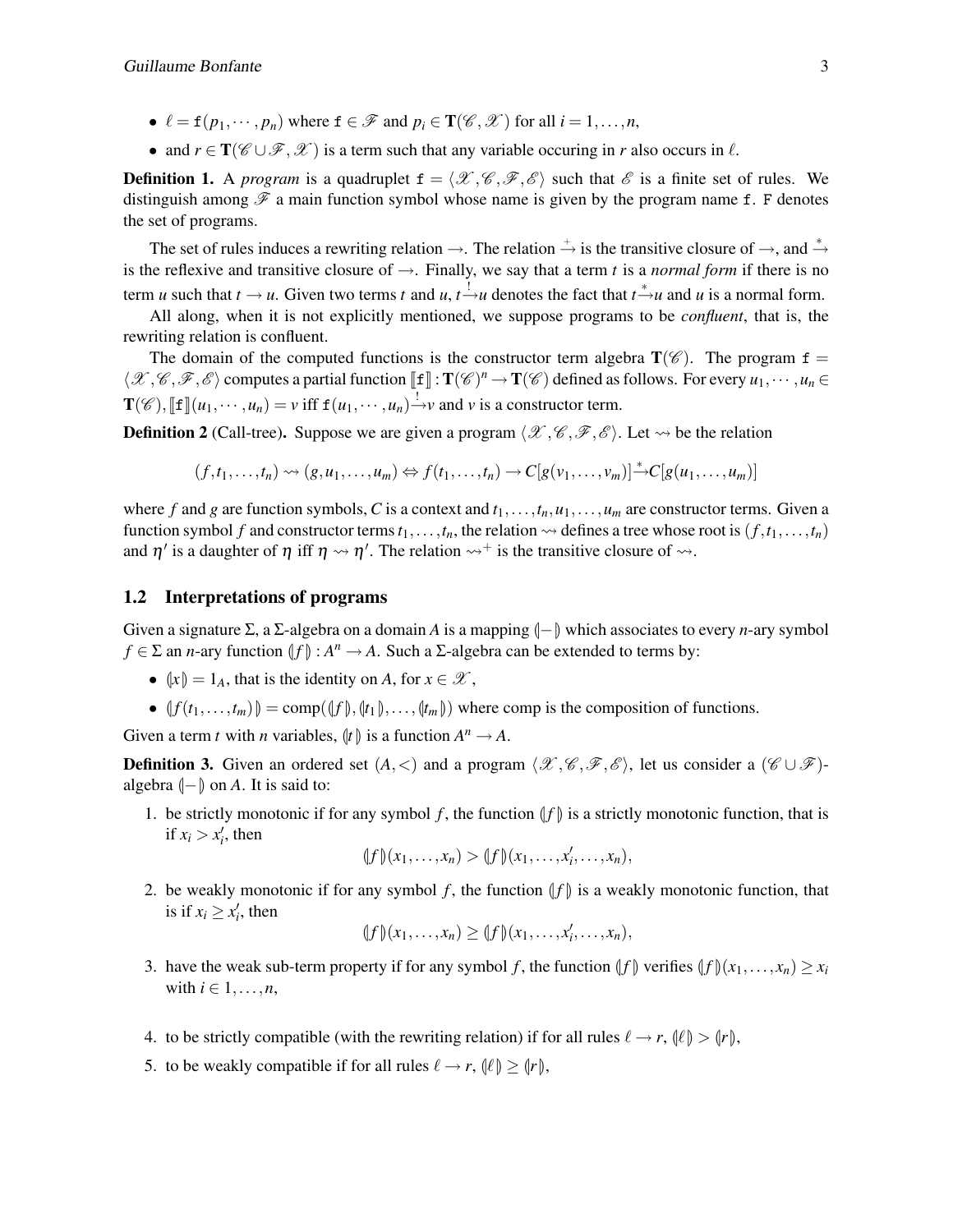- $\ell = \mathtt{f}(p_1, \cdots, p_n)$ where $\mathtt{f} \in \mathscr{F}$ and $p_i \in \mathbf{T}(\mathscr{C}, \mathscr{X})$ for all $i = 1, \ldots, n$,
- and $r \in \mathbf{T}(\mathscr{C} \cup \mathscr{F}, \mathscr{X})$ is a term such that any variable occuring in $r$ also occurs in $\ell$.

**Definition 1.** A *program* is a quadruplet $\mathtt{f} = \langle \mathscr{X}, \mathscr{C}, \mathscr{F}, \mathscr{E} \rangle$ such that $\mathscr{E}$ is a finite set of rules. We distinguish among $\mathscr{F}$ a main function symbol whose name is given by the program name $\mathtt{f}$. $\mathtt{F}$ denotes the set of programs.

The set of rules induces a rewriting relation $\rightarrow$. The relation $\xrightarrow{+}$ is the transitive closure of $\rightarrow$, and $\xrightarrow{*}$ is the reflexive and transitive closure of $\rightarrow$. Finally, we say that a term $t$ is a *normal form* if there is no term $u$ such that $t \rightarrow u$. Given two terms $t$ and $u$, $t \xrightarrow{!} u$ denotes the fact that $t \xrightarrow{*} u$ and $u$ is a normal form.

All along, when it is not explicitly mentioned, we suppose programs to be *confluent*, that is, the rewriting relation is confluent.

The domain of the computed functions is the constructor term algebra $\mathbf{T}(\mathscr{C})$. The program $\mathtt{f} = \langle \mathscr{X}, \mathscr{C}, \mathscr{F}, \mathscr{E} \rangle$ computes a partial function $[\![\mathtt{f}]\!] : \mathbf{T}(\mathscr{C})^n \rightarrow \mathbf{T}(\mathscr{C})$ defined as follows. For every $u_1, \cdots, u_n \in \mathbf{T}(\mathscr{C})$, $[\![\mathtt{f}]\!](u_1, \cdots, u_n) = v$ iff $\mathtt{f}(u_1, \cdots, u_n) \xrightarrow{!} v$ and $v$ is a constructor term.

**Definition 2** (Call-tree)**.** Suppose we are given a program $\langle \mathscr{X}, \mathscr{C}, \mathscr{F}, \mathscr{E} \rangle$. Let $\rightsquigarrow$ be the relation

$$(f, t_1, \ldots, t_n) \rightsquigarrow (g, u_1, \ldots, u_m) \Leftrightarrow f(t_1, \ldots, t_n) \rightarrow C[g(v_1, \ldots, v_m)] \xrightarrow{*} C[g(u_1, \ldots, u_m)]$$

where $f$ and $g$ are function symbols, $C$ is a context and $t_1, \ldots, t_n, u_1, \ldots, u_m$ are constructor terms. Given a function symbol $f$ and constructor terms $t_1, \ldots, t_n$, the relation $\rightsquigarrow$ defines a tree whose root is $(f, t_1, \ldots, t_n)$ and $\eta'$ is a daughter of $\eta$ iff $\eta \rightsquigarrow \eta'$. The relation $\rightsquigarrow^+$ is the transitive closure of $\rightsquigarrow$.

## 1.2 Interpretations of programs

Given a signature $\Sigma$, a $\Sigma$-algebra on a domain $A$ is a mapping $(\!| - |\!)$ which associates to every $n$-ary symbol $f \in \Sigma$ an $n$-ary function $(\!| f |\!) : A^n \rightarrow A$. Such a $\Sigma$-algebra can be extended to terms by:

- $(\!| x |\!) = 1_A$, that is the identity on $A$, for $x \in \mathscr{X}$,
- $(\!| f(t_1, \ldots, t_m) |\!) = \mathrm{comp}((\!| f |\!), (\!| t_1 |\!), \ldots, (\!| t_m |\!))$ where comp is the composition of functions.

Given a term $t$ with $n$ variables, $(\!| t |\!)$ is a function $A^n \rightarrow A$.

**Definition 3.** Given an ordered set $(A, <)$ and a program $\langle \mathscr{X}, \mathscr{C}, \mathscr{F}, \mathscr{E} \rangle$, let us consider a $(\mathscr{C} \cup \mathscr{F})$-algebra $(\!| - |\!)$ on $A$. It is said to:

1. be strictly monotonic if for any symbol $f$, the function $(\!| f |\!)$ is a strictly monotonic function, that is if $x_i > x_i'$, then
$$(\!| f |\!)(x_1, \ldots, x_n) > (\!| f |\!)(x_1, \ldots, x_i', \ldots, x_n),$$
2. be weakly monotonic if for any symbol $f$, the function $(\!| f |\!)$ is a weakly monotonic function, that is if $x_i \geq x_i'$, then
$$(\!| f |\!)(x_1, \ldots, x_n) \geq (\!| f |\!)(x_1, \ldots, x_i', \ldots, x_n),$$
3. have the weak sub-term property if for any symbol $f$, the function $(\!| f |\!)$ verifies $(\!| f |\!)(x_1, \ldots, x_n) \geq x_i$ with $i \in 1, \ldots, n$,
4. to be strictly compatible (with the rewriting relation) if for all rules $\ell \rightarrow r$, $(\!| \ell |\!) > (\!| r |\!)$,
5. to be weakly compatible if for all rules $\ell \rightarrow r$, $(\!| \ell |\!) \geq (\!| r |\!)$,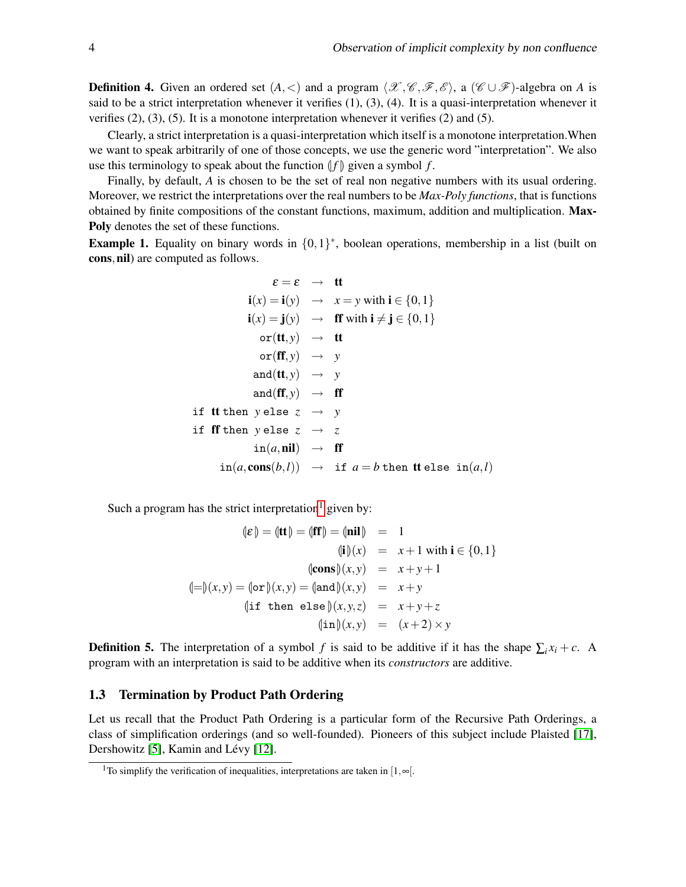**Definition 4.** Given an ordered set $(A,<)$ and a program $\langle \mathscr{X}, \mathscr{C}, \mathscr{F}, \mathscr{E} \rangle$, a $(\mathscr{C} \cup \mathscr{F})$-algebra on $A$ is said to be a strict interpretation whenever it verifies (1), (3), (4). It is a quasi-interpretation whenever it verifies (2), (3), (5). It is a monotone interpretation whenever it verifies (2) and (5).

Clearly, a strict interpretation is a quasi-interpretation which itself is a monotone interpretation.When we want to speak arbitrarily of one of those concepts, we use the generic word "interpretation". We also use this terminology to speak about the function $(\!|f|\!)$ given a symbol $f$.

Finally, by default, $A$ is chosen to be the set of real non negative numbers with its usual ordering. Moreover, we restrict the interpretations over the real numbers to be *Max-Poly functions*, that is functions obtained by finite compositions of the constant functions, maximum, addition and multiplication. **Max-Poly** denotes the set of these functions.

**Example 1.** Equality on binary words in $\{0,1\}^*$, boolean operations, membership in a list (built on **cons**, **nil**) are computed as follows.

$$
\begin{array}{rcl}
\varepsilon = \varepsilon & \rightarrow & \mathbf{tt} \\
\mathbf{i}(x) = \mathbf{i}(y) & \rightarrow & x = y \text{ with } \mathbf{i} \in \{0,1\} \\
\mathbf{i}(x) = \mathbf{j}(y) & \rightarrow & \mathbf{ff} \text{ with } \mathbf{i} \neq \mathbf{j} \in \{0,1\} \\
\mathtt{or}(\mathbf{tt}, y) & \rightarrow & \mathbf{tt} \\
\mathtt{or}(\mathbf{ff}, y) & \rightarrow & y \\
\mathtt{and}(\mathbf{tt}, y) & \rightarrow & y \\
\mathtt{and}(\mathbf{ff}, y) & \rightarrow & \mathbf{ff} \\
\mathtt{if}\ \mathbf{tt}\ \mathtt{then}\ y\ \mathtt{else}\ z & \rightarrow & y \\
\mathtt{if}\ \mathbf{ff}\ \mathtt{then}\ y\ \mathtt{else}\ z & \rightarrow & z \\
\mathtt{in}(a, \mathbf{nil}) & \rightarrow & \mathbf{ff} \\
\mathtt{in}(a, \mathbf{cons}(b,l)) & \rightarrow & \mathtt{if}\ a = b\ \mathtt{then}\ \mathbf{tt}\ \mathtt{else}\ \mathtt{in}(a,l)
\end{array}
$$

Such a program has the strict interpretation[1] given by:

$$
\begin{array}{rcl}
(\!|\varepsilon|\!) = (\!|\mathbf{tt}|\!) = (\!|\mathbf{ff}|\!) = (\!|\mathbf{nil}|\!) & = & 1 \\
(\!|\mathbf{i}|\!)(x) & = & x+1 \text{ with } \mathbf{i} \in \{0,1\} \\
(\!|\mathbf{cons}|\!)(x,y) & = & x+y+1 \\
(\!|=|\!)(x,y) = (\!|\mathtt{or}|\!)(x,y) = (\!|\mathtt{and}|\!)(x,y) & = & x+y \\
(\!|\mathtt{if\ then\ else}|\!)(x,y,z) & = & x+y+z \\
(\!|\mathtt{in}|\!)(x,y) & = & (x+2) \times y
\end{array}
$$

**Definition 5.** The interpretation of a symbol $f$ is said to be additive if it has the shape $\sum_i x_i + c$. A program with an interpretation is said to be additive when its *constructors* are additive.

### 1.3 Termination by Product Path Ordering

Let us recall that the Product Path Ordering is a particular form of the Recursive Path Orderings, a class of simplification orderings (and so well-founded). Pioneers of this subject include Plaisted [17], Dershowitz [5], Kamin and Lévy [12].

[1] To simplify the verification of inequalities, interpretations are taken in $[1,\infty[$.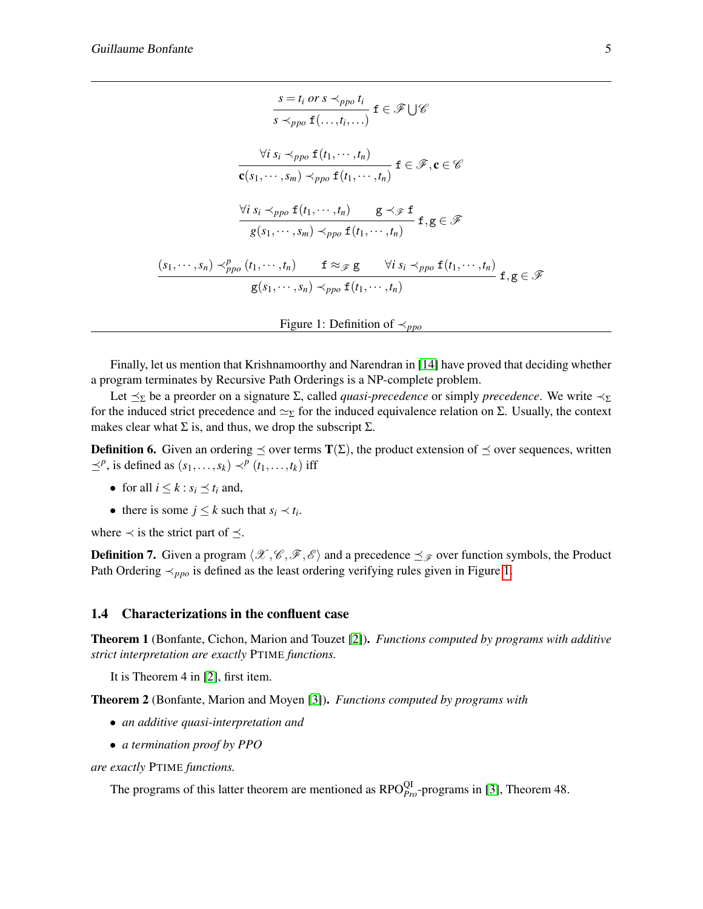$$\frac{s = t_i \text{ or } s \prec_{ppo} t_i}{s \prec_{ppo} \mathtt{f}(\ldots,t_i,\ldots)}\ \mathtt{f} \in \mathscr{F} \bigcup \mathscr{C}$$

$$\frac{\forall i\ s_i \prec_{ppo} \mathtt{f}(t_1,\cdots,t_n)}{\mathbf{c}(s_1,\cdots,s_m) \prec_{ppo} \mathtt{f}(t_1,\cdots,t_n)}\ \mathtt{f} \in \mathscr{F}, \mathbf{c} \in \mathscr{C}$$

$$\frac{\forall i\ s_i \prec_{ppo} \mathtt{f}(t_1,\cdots,t_n) \qquad \mathtt{g} \prec_{\mathscr{F}} \mathtt{f}}{g(s_1,\cdots,s_m) \prec_{ppo} \mathtt{f}(t_1,\cdots,t_n)}\ \mathtt{f},\mathtt{g} \in \mathscr{F}$$

$$\frac{(s_1,\cdots,s_n) \prec^p_{ppo} (t_1,\cdots,t_n) \qquad \mathtt{f} \approx_{\mathscr{F}} \mathtt{g} \qquad \forall i\ s_i \prec_{ppo} \mathtt{f}(t_1,\cdots,t_n)}{\mathtt{g}(s_1,\cdots,s_n) \prec_{ppo} \mathtt{f}(t_1,\cdots,t_n)}\ \mathtt{f},\mathtt{g} \in \mathscr{F}$$

Figure 1: Definition of $\prec_{ppo}$

Finally, let us mention that Krishnamoorthy and Narendran in [14] have proved that deciding whether a program terminates by Recursive Path Orderings is a NP-complete problem.

Let $\preceq_\Sigma$ be a preorder on a signature $\Sigma$, called *quasi-precedence* or simply *precedence*. We write $\prec_\Sigma$ for the induced strict precedence and $\simeq_\Sigma$ for the induced equivalence relation on $\Sigma$. Usually, the context makes clear what $\Sigma$ is, and thus, we drop the subscript $\Sigma$.

**Definition 6.** Given an ordering $\preceq$ over terms $\mathbf{T}(\Sigma)$, the product extension of $\preceq$ over sequences, written $\preceq^p$, is defined as $(s_1,\ldots,s_k) \prec^p (t_1,\ldots,t_k)$ iff

- for all $i \leq k : s_i \preceq t_i$ and,
- there is some $j \leq k$ such that $s_i \prec t_i$.

where $\prec$ is the strict part of $\preceq$.

**Definition 7.** Given a program $\langle \mathscr{X}, \mathscr{C}, \mathscr{F}, \mathscr{E} \rangle$ and a precedence $\preceq_{\mathscr{F}}$ over function symbols, the Product Path Ordering $\prec_{ppo}$ is defined as the least ordering verifying rules given in Figure 1.

### 1.4 Characterizations in the confluent case

**Theorem 1** (Bonfante, Cichon, Marion and Touzet [2]). *Functions computed by programs with additive strict interpretation are exactly* PTIME *functions.*

It is Theorem 4 in [2], first item.

**Theorem 2** (Bonfante, Marion and Moyen [3]). *Functions computed by programs with*

- *an additive quasi-interpretation and*
- *a termination proof by PPO*

*are exactly* PTIME *functions.*

The programs of this latter theorem are mentioned as $\mathrm{RPO}^{\mathrm{QI}}_{Pro}$-programs in [3], Theorem 48.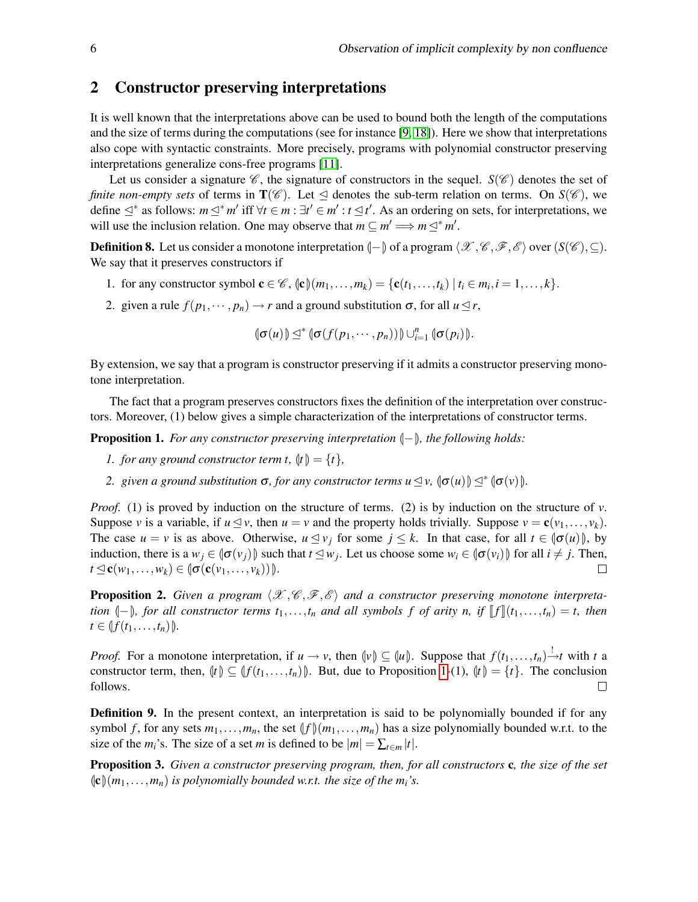## 2 Constructor preserving interpretations

It is well known that the interpretations above can be used to bound both the length of the computations and the size of terms during the computations (see for instance [9, 18]). Here we show that interpretations also cope with syntactic constraints. More precisely, programs with polynomial constructor preserving interpretations generalize cons-free programs [11].

Let us consider a signature $\mathscr{C}$, the signature of constructors in the sequel. $S(\mathscr{C})$ denotes the set of *finite non-empty sets* of terms in $\mathbf{T}(\mathscr{C})$. Let $\trianglelefteq$ denotes the sub-term relation on terms. On $S(\mathscr{C})$, we define $\trianglelefteq^*$ as follows: $m \trianglelefteq^* m'$ iff $\forall t \in m : \exists t' \in m' : t \trianglelefteq t'$. As an ordering on sets, for interpretations, we will use the inclusion relation. One may observe that $m \subseteq m' \Longrightarrow m \trianglelefteq^* m'$.

**Definition 8.** Let us consider a monotone interpretation $(\!|-|\!)$ of a program $\langle \mathscr{X}, \mathscr{C}, \mathscr{F}, \mathscr{E} \rangle$ over $(S(\mathscr{C}), \subseteq)$. We say that it preserves constructors if

1. for any constructor symbol $\mathbf{c} \in \mathscr{C}$, $(\!|\mathbf{c}|\!)(m_1, \ldots, m_k) = \{\mathbf{c}(t_1, \ldots, t_k) \mid t_i \in m_i, i = 1, \ldots, k\}$.
2. given a rule $f(p_1, \cdots, p_n) \to r$ and a ground substitution $\sigma$, for all $u \trianglelefteq r$,

$$(\!|\sigma(u)|\!) \trianglelefteq^* (\!|\sigma(f(p_1, \cdots, p_n))|\!) \cup_{i=1}^{n} (\!|\sigma(p_i)|\!).$$

By extension, we say that a program is constructor preserving if it admits a constructor preserving monotone interpretation.

The fact that a program preserves constructors fixes the definition of the interpretation over constructors. Moreover, (1) below gives a simple characterization of the interpretations of constructor terms.

**Proposition 1.** *For any constructor preserving interpretation $(\!|-|\!)$, the following holds:*

1. *for any ground constructor term $t$, $(\!|t|\!) = \{t\}$,*
2. *given a ground substitution $\sigma$, for any constructor terms $u \trianglelefteq v$, $(\!|\sigma(u)|\!) \trianglelefteq^* (\!|\sigma(v)|\!)$.*

*Proof.* (1) is proved by induction on the structure of terms. (2) is by induction on the structure of $v$. Suppose $v$ is a variable, if $u \trianglelefteq v$, then $u = v$ and the property holds trivially. Suppose $v = \mathbf{c}(v_1, \ldots, v_k)$. The case $u = v$ is as above. Otherwise, $u \trianglelefteq v_j$ for some $j \leq k$. In that case, for all $t \in (\!|\sigma(u)|\!)$, by induction, there is a $w_j \in (\!|\sigma(v_j)|\!)$ such that $t \trianglelefteq w_j$. Let us choose some $w_i \in (\!|\sigma(v_i)|\!)$ for all $i \neq j$. Then, $t \trianglelefteq \mathbf{c}(w_1, \ldots, w_k) \in (\!|\sigma(\mathbf{c}(v_1, \ldots, v_k))|\!)$. ◻

**Proposition 2.** *Given a program $\langle \mathscr{X}, \mathscr{C}, \mathscr{F}, \mathscr{E} \rangle$ and a constructor preserving monotone interpretation $(\!|-|\!)$, for all constructor terms $t_1, \ldots, t_n$ and all symbols $f$ of arity $n$, if $[\![f]\!](t_1, \ldots, t_n) = t$, then $t \in (\!|f(t_1, \ldots, t_n)|\!)$.*

*Proof.* For a monotone interpretation, if $u \to v$, then $(\!|v|\!) \subseteq (\!|u|\!)$. Suppose that $f(t_1, \ldots, t_n) \xrightarrow{!} t$ with $t$ a constructor term, then, $(\!|t|\!) \subseteq (\!|f(t_1, \ldots, t_n)|\!)$. But, due to Proposition 1-(1), $(\!|t|\!) = \{t\}$. The conclusion follows. ◻

**Definition 9.** In the present context, an interpretation is said to be polynomially bounded if for any symbol $f$, for any sets $m_1, \ldots, m_n$, the set $(\!|f|\!)(m_1, \ldots, m_n)$ has a size polynomially bounded w.r.t. to the size of the $m_i$'s. The size of a set $m$ is defined to be $|m| = \sum_{t \in m} |t|$.

**Proposition 3.** *Given a constructor preserving program, then, for all constructors $\mathbf{c}$, the size of the set $(\!|\mathbf{c}|\!)(m_1, \ldots, m_n)$ is polynomially bounded w.r.t. the size of the $m_i$'s.*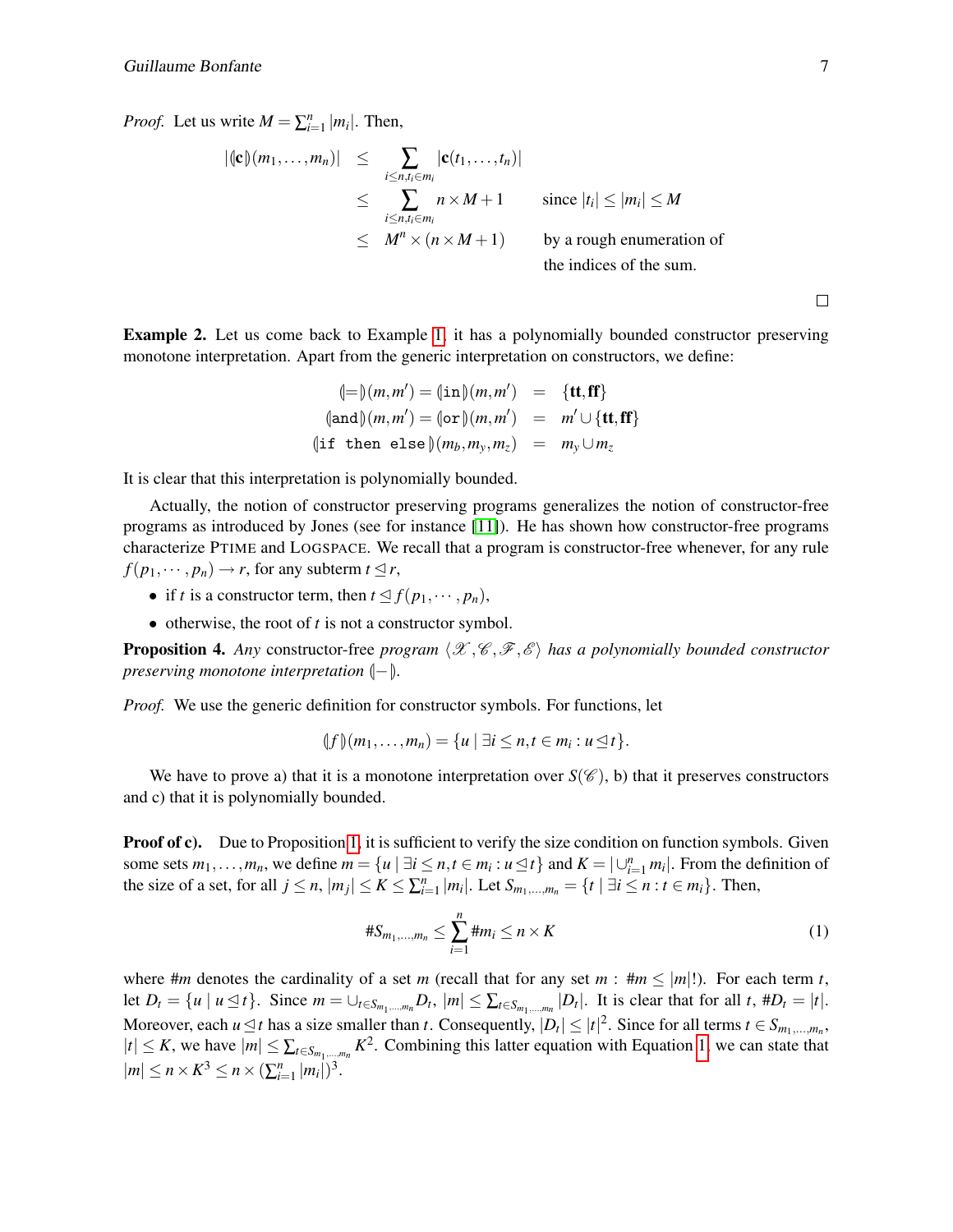*Proof.* Let us write $M = \sum_{i=1}^{n} |m_i|$. Then,

$$
\begin{aligned}
|(\!|\mathbf{c}|\!)(m_1,\ldots,m_n)| &\leq \sum_{i\leq n, t_i \in m_i} |\mathbf{c}(t_1,\ldots,t_n)| \\
&\leq \sum_{i\leq n, t_i \in m_i} n \times M + 1 \qquad \text{since } |t_i| \leq |m_i| \leq M \\
&\leq M^n \times (n \times M + 1) \qquad \text{by a rough enumeration of the indices of the sum.}
\end{aligned}
$$

□

**Example 2.** Let us come back to Example 1, it has a polynomially bounded constructor preserving monotone interpretation. Apart from the generic interpretation on constructors, we define:

$$
\begin{aligned}
(\!|=|\!)(m,m') = (\!|\texttt{in}|\!)(m,m') &= \{\mathbf{tt},\mathbf{ff}\} \\
(\!|\texttt{and}|\!)(m,m') = (\!|\texttt{or}|\!)(m,m') &= m' \cup \{\mathbf{tt},\mathbf{ff}\} \\
(\!|\texttt{if then else}|\!)(m_b,m_y,m_z) &= m_y \cup m_z
\end{aligned}
$$

It is clear that this interpretation is polynomially bounded.

Actually, the notion of constructor preserving programs generalizes the notion of constructor-free programs as introduced by Jones (see for instance [11]). He has shown how constructor-free programs characterize PTIME and LOGSPACE. We recall that a program is constructor-free whenever, for any rule $f(p_1,\cdots,p_n) \to r$, for any subterm $t \trianglelefteq r$,

- if $t$ is a constructor term, then $t \trianglelefteq f(p_1,\cdots,p_n)$,
- otherwise, the root of $t$ is not a constructor symbol.

**Proposition 4.** *Any* constructor-free *program* $\langle \mathscr{X},\mathscr{C},\mathscr{F},\mathscr{E}\rangle$ *has a polynomially bounded constructor preserving monotone interpretation* $(\!|-|\!)$.

*Proof.* We use the generic definition for constructor symbols. For functions, let

$$(\!|f|\!)(m_1,\ldots,m_n) = \{u \mid \exists i \leq n, t \in m_i : u \trianglelefteq t\}.$$

We have to prove a) that it is a monotone interpretation over $S(\mathscr{C})$, b) that it preserves constructors and c) that it is polynomially bounded.

**Proof of c).** Due to Proposition 1, it is sufficient to verify the size condition on function symbols. Given some sets $m_1,\ldots,m_n$, we define $m = \{u \mid \exists i \leq n, t \in m_i : u \trianglelefteq t\}$ and $K = |\cup_{i=1}^{n} m_i|$. From the definition of the size of a set, for all $j \leq n$, $|m_j| \leq K \leq \sum_{i=1}^{n} |m_i|$. Let $S_{m_1,\ldots,m_n} = \{t \mid \exists i \leq n : t \in m_i\}$. Then,

$$\#S_{m_1,\ldots,m_n} \leq \sum_{i=1}^{n} \#m_i \leq n \times K \tag{1}$$

where $\#m$ denotes the cardinality of a set $m$ (recall that for any set $m$ : $\#m \leq |m|!$). For each term $t$, let $D_t = \{u \mid u \trianglelefteq t\}$. Since $m = \cup_{t \in S_{m_1,\ldots,m_n}} D_t$, $|m| \leq \sum_{t \in S_{m_1,\ldots,m_n}} |D_t|$. It is clear that for all $t$, $\#D_t = |t|$. Moreover, each $u \trianglelefteq t$ has a size smaller than $t$. Consequently, $|D_t| \leq |t|^2$. Since for all terms $t \in S_{m_1,\ldots,m_n}$, $|t| \leq K$, we have $|m| \leq \sum_{t \in S_{m_1,\ldots,m_n}} K^2$. Combining this latter equation with Equation 1, we can state that $|m| \leq n \times K^3 \leq n \times (\sum_{i=1}^{n} |m_i|)^3$.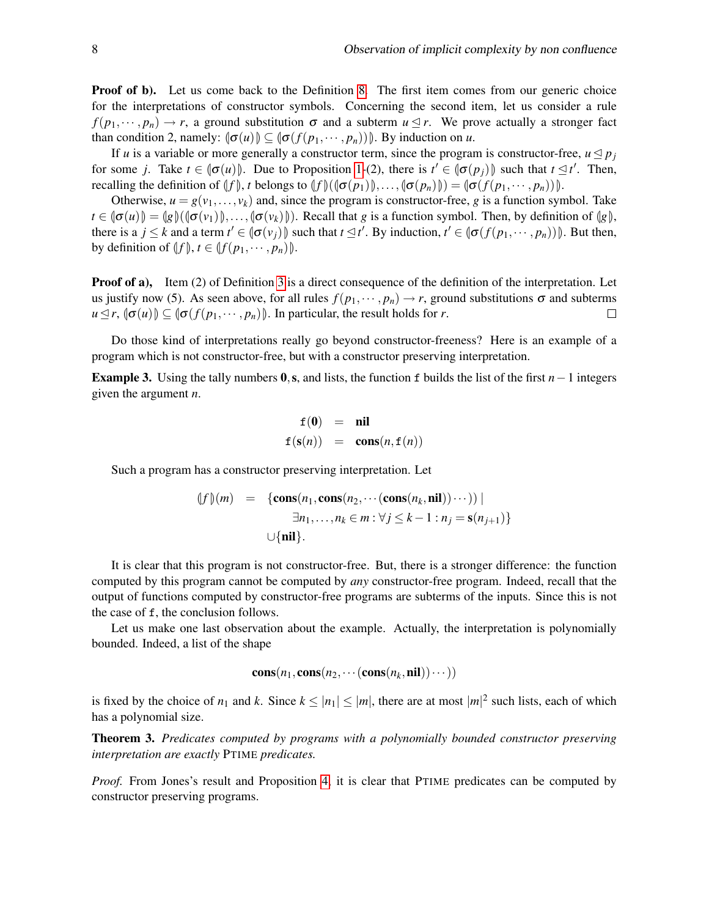**Proof of b).** Let us come back to the Definition 8. The first item comes from our generic choice for the interpretations of constructor symbols. Concerning the second item, let us consider a rule $f(p_1, \cdots, p_n) \to r$, a ground substitution $\sigma$ and a subterm $u \trianglelefteq r$. We prove actually a stronger fact than condition 2, namely: $(\!|\sigma(u)|\!) \subseteq (\!|\sigma(f(p_1, \cdots, p_n))|\!)$. By induction on $u$.

If $u$ is a variable or more generally a constructor term, since the program is constructor-free, $u \trianglelefteq p_j$ for some $j$. Take $t \in (\!|\sigma(u)|\!)$. Due to Proposition 1-(2), there is $t' \in (\!|\sigma(p_j)|\!)$ such that $t \trianglelefteq t'$. Then, recalling the definition of $(\!|f|\!)$, $t$ belongs to $(\!|f|\!)((\!|\sigma(p_1)|\!), \dots, (\!|\sigma(p_n)|\!)) = (\!|\sigma(f(p_1, \cdots, p_n))|\!)$.

Otherwise, $u = g(v_1, \dots, v_k)$ and, since the program is constructor-free, $g$ is a function symbol. Take $t \in (\!|\sigma(u)|\!) = (\!|g|\!)((\!|\sigma(v_1)|\!), \dots, (\!|\sigma(v_k)|\!))$. Recall that $g$ is a function symbol. Then, by definition of $(\!|g|\!)$, there is a $j \leq k$ and a term $t' \in (\!|\sigma(v_j)|\!)$ such that $t \trianglelefteq t'$. By induction, $t' \in (\!|\sigma(f(p_1, \cdots, p_n))|\!)$. But then, by definition of $(\!|f|\!)$, $t \in (\!|f(p_1, \cdots, p_n)|\!)$.

**Proof of a),** Item (2) of Definition 3 is a direct consequence of the definition of the interpretation. Let us justify now (5). As seen above, for all rules $f(p_1, \cdots, p_n) \to r$, ground substitutions $\sigma$ and subterms $u \trianglelefteq r$, $(\!|\sigma(u)|\!) \subseteq (\!|\sigma(f(p_1, \cdots, p_n))|\!)$. In particular, the result holds for $r$. □

Do those kind of interpretations really go beyond constructor-freeness? Here is an example of a program which is not constructor-free, but with a constructor preserving interpretation.

**Example 3.** Using the tally numbers $\mathbf{0}, \mathbf{s}$, and lists, the function `f` builds the list of the first $n-1$ integers given the argument $n$.

$$\begin{aligned} \mathtt{f}(\mathbf{0}) &= \mathbf{nil} \\ \mathtt{f}(\mathbf{s}(n)) &= \mathbf{cons}(n, \mathtt{f}(n)) \end{aligned}$$

Such a program has a constructor preserving interpretation. Let

$$\begin{aligned} (\!|f|\!)(m) = \; & \{\mathbf{cons}(n_1, \mathbf{cons}(n_2, \cdots (\mathbf{cons}(n_k, \mathbf{nil})) \cdots)) \mid \\ & \quad \exists n_1, \dots, n_k \in m : \forall j \leq k-1 : n_j = \mathbf{s}(n_{j+1})\} \\ & \cup \{\mathbf{nil}\}. \end{aligned}$$

It is clear that this program is not constructor-free. But, there is a stronger difference: the function computed by this program cannot be computed by *any* constructor-free program. Indeed, recall that the output of functions computed by constructor-free programs are subterms of the inputs. Since this is not the case of `f`, the conclusion follows.

Let us make one last observation about the example. Actually, the interpretation is polynomially bounded. Indeed, a list of the shape

$$\mathbf{cons}(n_1, \mathbf{cons}(n_2, \cdots (\mathbf{cons}(n_k, \mathbf{nil})) \cdots))$$

is fixed by the choice of $n_1$ and $k$. Since $k \leq |n_1| \leq |m|$, there are at most $|m|^2$ such lists, each of which has a polynomial size.

**Theorem 3.** *Predicates computed by programs with a polynomially bounded constructor preserving interpretation are exactly* PTIME *predicates.*

*Proof.* From Jones's result and Proposition 4, it is clear that PTIME predicates can be computed by constructor preserving programs.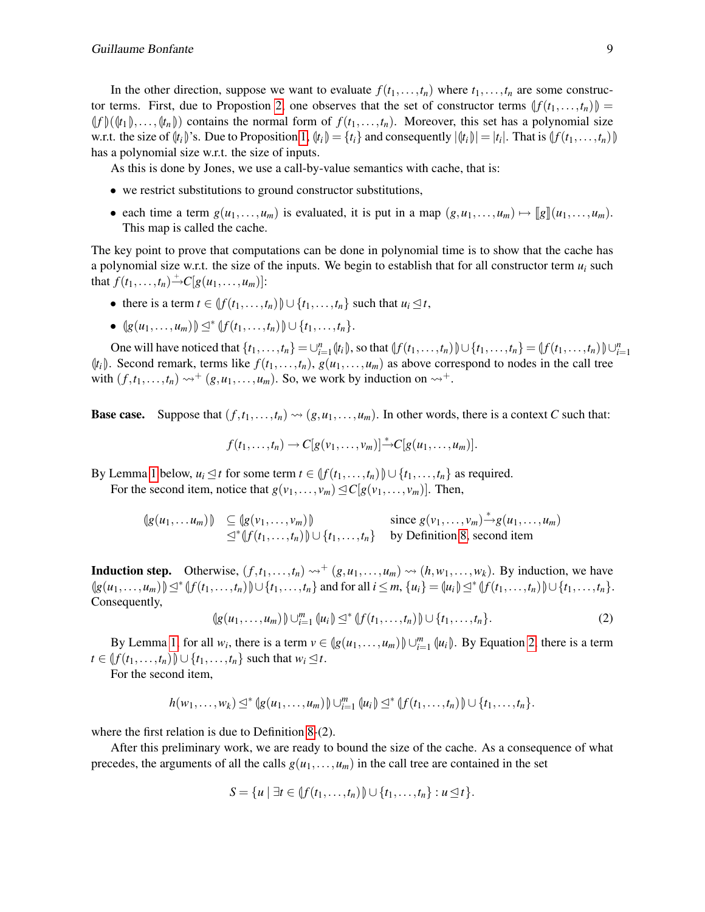In the other direction, suppose we want to evaluate $f(t_1,\dots,t_n)$ where $t_1,\dots,t_n$ are some constructor terms. First, due to Propostion 2, one observes that the set of constructor terms $(\!|f(t_1,\dots,t_n)|\!) = (\!|f|\!)((\!|t_1|\!),\dots,(\!|t_n|\!))$ contains the normal form of $f(t_1,\dots,t_n)$. Moreover, this set has a polynomial size w.r.t. the size of $(\!|t_i|\!)$'s. Due to Proposition 1, $(\!|t_i|\!) = \{t_i\}$ and consequently $|(\!|t_i|\!)| = |t_i|$. That is $(\!|f(t_1,\dots,t_n)|\!)$ has a polynomial size w.r.t. the size of inputs.

As this is done by Jones, we use a call-by-value semantics with cache, that is:

- we restrict substitutions to ground constructor substitutions,
- each time a term $g(u_1,\dots,u_m)$ is evaluated, it is put in a map $(g,u_1,\dots,u_m) \mapsto [\![g]\!](u_1,\dots,u_m)$. This map is called the cache.

The key point to prove that computations can be done in polynomial time is to show that the cache has a polynomial size w.r.t. the size of the inputs. We begin to establish that for all constructor term $u_i$ such that $f(t_1,\dots,t_n)\overset{+}{\to}C[g(u_1,\dots,u_m)]$:

- there is a term $t \in (\!|f(t_1,\dots,t_n)|\!) \cup \{t_1,\dots,t_n\}$ such that $u_i \trianglelefteq t$,
- $(\!|g(u_1,\dots,u_m)|\!) \trianglelefteq^* (\!|f(t_1,\dots,t_n)|\!) \cup \{t_1,\dots,t_n\}$.

One will have noticed that $\{t_1,\dots,t_n\} = \cup_{i=1}^n (\!|t_i|\!)$, so that $(\!|f(t_1,\dots,t_n)|\!) \cup \{t_1,\dots,t_n\} = (\!|f(t_1,\dots,t_n)|\!) \cup_{i=1}^n (\!|t_i|\!)$. Second remark, terms like $f(t_1,\dots,t_n)$, $g(u_1,\dots,u_m)$ as above correspond to nodes in the call tree with $(f,t_1,\dots,t_n) \rightsquigarrow^+ (g,u_1,\dots,u_m)$. So, we work by induction on $\rightsquigarrow^+$.

**Base case.** Suppose that $(f,t_1,\dots,t_n) \rightsquigarrow (g,u_1,\dots,u_m)$. In other words, there is a context $C$ such that:

$$f(t_1,\dots,t_n) \to C[g(v_1,\dots,v_m)] \overset{*}{\to} C[g(u_1,\dots,u_m)].$$

By Lemma 1 below, $u_i \trianglelefteq t$ for some term $t \in (\!|f(t_1,\dots,t_n)|\!) \cup \{t_1,\dots,t_n\}$ as required.

For the second item, notice that $g(v_1,\dots,v_m) \trianglelefteq C[g(v_1,\dots,v_m)]$. Then,

$$\begin{array}{lll} (\!|g(u_1,\dots u_m)|\!) & \subseteq (\!|g(v_1,\dots,v_m)|\!) & \text{since } g(v_1,\dots,v_m)\overset{*}{\to}g(u_1,\dots,u_m) \\ & \trianglelefteq^* (\!|f(t_1,\dots,t_n)|\!) \cup \{t_1,\dots,t_n\} & \text{by Definition 8, second item} \end{array}$$

**Induction step.** Otherwise, $(f,t_1,\dots,t_n) \rightsquigarrow^+ (g,u_1,\dots,u_m) \rightsquigarrow (h,w_1,\dots,w_k)$. By induction, we have $(\!|g(u_1,\dots,u_m)|\!) \trianglelefteq^* (\!|f(t_1,\dots,t_n)|\!) \cup \{t_1,\dots,t_n\}$ and for all $i \le m$, $\{u_i\} = (\!|u_i|\!) \trianglelefteq^* (\!|f(t_1,\dots,t_n)|\!) \cup \{t_1,\dots,t_n\}$. Consequently,

$$(\!|g(u_1,\dots,u_m)|\!) \cup_{i=1}^m (\!|u_i|\!) \trianglelefteq^* (\!|f(t_1,\dots,t_n)|\!) \cup \{t_1,\dots,t_n\}. \tag{2}$$

By Lemma 1, for all $w_i$, there is a term $v \in (\!|g(u_1,\dots,u_m)|\!) \cup_{i=1}^m (\!|u_i|\!)$. By Equation 2, there is a term $t \in (\!|f(t_1,\dots,t_n)|\!) \cup \{t_1,\dots,t_n\}$ such that $w_i \trianglelefteq t$.

For the second item,

$$h(w_1,\dots,w_k) \trianglelefteq^* (\!|g(u_1,\dots,u_m)|\!) \cup_{i=1}^m (\!|u_i|\!) \trianglelefteq^* (\!|f(t_1,\dots,t_n)|\!) \cup \{t_1,\dots,t_n\}.$$

where the first relation is due to Definition 8-(2).

After this preliminary work, we are ready to bound the size of the cache. As a consequence of what precedes, the arguments of all the calls $g(u_1,\dots,u_m)$ in the call tree are contained in the set

$$S = \{u \mid \exists t \in (\!|f(t_1,\dots,t_n)|\!) \cup \{t_1,\dots,t_n\} : u \trianglelefteq t\}.$$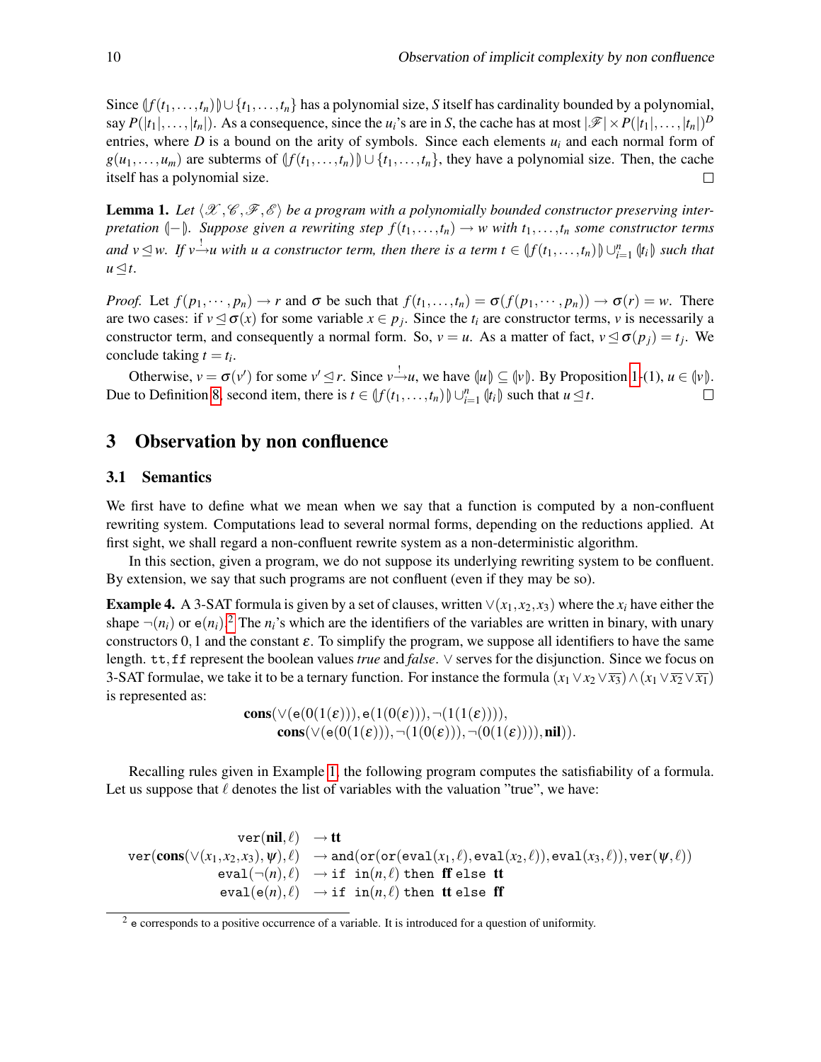Since $(\!|f(t_1,\ldots,t_n)|\!) \cup \{t_1,\ldots,t_n\}$ has a polynomial size, $S$ itself has cardinality bounded by a polynomial, say $P(|t_1|,\ldots,|t_n|)$. As a consequence, since the $u_i$'s are in $S$, the cache has at most $|\mathscr{F}| \times P(|t_1|,\ldots,|t_n|)^D$ entries, where $D$ is a bound on the arity of symbols. Since each elements $u_i$ and each normal form of $g(u_1,\ldots,u_m)$ are subterms of $(\!|f(t_1,\ldots,t_n)|\!) \cup \{t_1,\ldots,t_n\}$, they have a polynomial size. Then, the cache itself has a polynomial size. $\square$

**Lemma 1.** *Let $\langle \mathscr{X}, \mathscr{C}, \mathscr{F}, \mathscr{E} \rangle$ be a program with a polynomially bounded constructor preserving interpretation $(\!|-|\!)$. Suppose given a rewriting step $f(t_1,\ldots,t_n) \to w$ with $t_1,\ldots,t_n$ some constructor terms and $v \trianglelefteq w$. If $v \xrightarrow{!} u$ with $u$ a constructor term, then there is a term $t \in (\!|f(t_1,\ldots,t_n)|\!) \cup_{i=1}^{n} (\!|t_i|\!)$ such that $u \trianglelefteq t$.*

*Proof.* Let $f(p_1,\cdots,p_n) \to r$ and $\sigma$ be such that $f(t_1,\ldots,t_n) = \sigma(f(p_1,\cdots,p_n)) \to \sigma(r) = w$. There are two cases: if $v \trianglelefteq \sigma(x)$ for some variable $x \in p_j$. Since the $t_i$ are constructor terms, $v$ is necessarily a constructor term, and consequently a normal form. So, $v = u$. As a matter of fact, $v \trianglelefteq \sigma(p_j) = t_j$. We conclude taking $t = t_i$.

Otherwise, $v = \sigma(v')$ for some $v' \trianglelefteq r$. Since $v \xrightarrow{!} u$, we have $(\!|u|\!) \subseteq (\!|v|\!)$. By Proposition 1-(1), $u \in (\!|v|\!)$. Due to Definition 8, second item, there is $t \in (\!|f(t_1,\ldots,t_n)|\!) \cup_{i=1}^{n} (\!|t_i|\!)$ such that $u \trianglelefteq t$. $\square$

## 3 Observation by non confluence

### 3.1 Semantics

We first have to define what we mean when we say that a function is computed by a non-confluent rewriting system. Computations lead to several normal forms, depending on the reductions applied. At first sight, we shall regard a non-confluent rewrite system as a non-deterministic algorithm.

In this section, given a program, we do not suppose its underlying rewriting system to be confluent. By extension, we say that such programs are not confluent (even if they may be so).

**Example 4.** A 3-SAT formula is given by a set of clauses, written $\vee(x_1,x_2,x_3)$ where the $x_i$ have either the shape $\neg(n_i)$ or $\mathtt{e}(n_i)$.[2] The $n_i$'s which are the identifiers of the variables are written in binary, with unary constructors $0,1$ and the constant $\varepsilon$. To simplify the program, we suppose all identifiers to have the same length. $\mathtt{tt},\mathtt{ff}$ represent the boolean values *true* and *false*. $\vee$ serves for the disjunction. Since we focus on 3-SAT formulae, we take it to be a ternary function. For instance the formula $(x_1 \vee x_2 \vee \overline{x_3}) \wedge (x_1 \vee \overline{x_2} \vee \overline{x_1})$ is represented as:

$$\begin{array}{l}\mathbf{cons}(\vee(\mathtt{e}(0(1(\varepsilon))),\mathtt{e}(1(0(\varepsilon))),\neg(1(1(\varepsilon)))),\\ \quad\mathbf{cons}(\vee(\mathtt{e}(0(1(\varepsilon))),\neg(1(0(\varepsilon))),\neg(0(1(\varepsilon)))),\mathbf{nil})).\end{array}$$

Recalling rules given in Example 1, the following program computes the satisfiability of a formula. Let us suppose that $\ell$ denotes the list of variables with the valuation "true", we have:

$$\begin{array}{rl}\mathtt{ver}(\mathbf{nil},\ell) & \to \mathbf{tt}\\ \mathtt{ver}(\mathbf{cons}(\vee(x_1,x_2,x_3),\psi),\ell) & \to \mathtt{and}(\mathtt{or}(\mathtt{or}(\mathtt{eval}(x_1,\ell),\mathtt{eval}(x_2,\ell)),\mathtt{eval}(x_3,\ell)),\mathtt{ver}(\psi,\ell))\\ \mathtt{eval}(\neg(n),\ell) & \to \mathtt{if}\ \mathtt{in}(n,\ell)\ \mathtt{then}\ \mathbf{ff}\ \mathtt{else}\ \mathbf{tt}\\ \mathtt{eval}(\mathtt{e}(n),\ell) & \to \mathtt{if}\ \mathtt{in}(n,\ell)\ \mathtt{then}\ \mathbf{tt}\ \mathtt{else}\ \mathbf{ff}\end{array}$$

[2] e corresponds to a positive occurrence of a variable. It is introduced for a question of uniformity.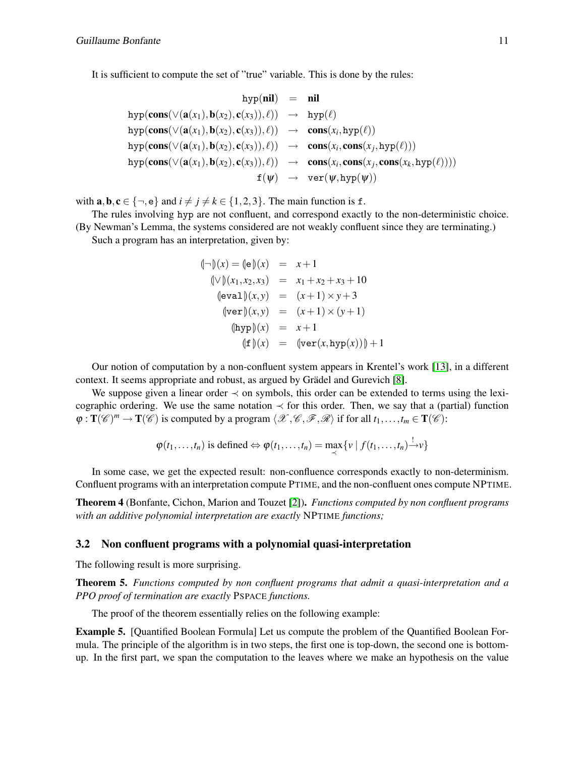It is sufficient to compute the set of "true" variable. This is done by the rules:

$$
\begin{array}{rcl}
\mathtt{hyp}(\mathbf{nil}) & = & \mathbf{nil} \\
\mathtt{hyp}(\mathbf{cons}(\vee(\mathbf{a}(x_1),\mathbf{b}(x_2),\mathbf{c}(x_3)),\ell)) & \rightarrow & \mathtt{hyp}(\ell) \\
\mathtt{hyp}(\mathbf{cons}(\vee(\mathbf{a}(x_1),\mathbf{b}(x_2),\mathbf{c}(x_3)),\ell)) & \rightarrow & \mathbf{cons}(x_i,\mathtt{hyp}(\ell)) \\
\mathtt{hyp}(\mathbf{cons}(\vee(\mathbf{a}(x_1),\mathbf{b}(x_2),\mathbf{c}(x_3)),\ell)) & \rightarrow & \mathbf{cons}(x_i,\mathbf{cons}(x_j,\mathtt{hyp}(\ell))) \\
\mathtt{hyp}(\mathbf{cons}(\vee(\mathbf{a}(x_1),\mathbf{b}(x_2),\mathbf{c}(x_3)),\ell)) & \rightarrow & \mathbf{cons}(x_i,\mathbf{cons}(x_j,\mathbf{cons}(x_k,\mathtt{hyp}(\ell)))) \\
\mathtt{f}(\psi) & \rightarrow & \mathtt{ver}(\psi,\mathtt{hyp}(\psi))
\end{array}
$$

with $\mathbf{a},\mathbf{b},\mathbf{c} \in \{\neg,\mathtt{e}\}$ and $i \neq j \neq k \in \{1,2,3\}$. The main function is $\mathtt{f}$.

The rules involving hyp are not confluent, and correspond exactly to the non-deterministic choice. (By Newman's Lemma, the systems considered are not weakly confluent since they are terminating.)

Such a program has an interpretation, given by:

$$
\begin{array}{rcl}
(\!|\neg|\!)(x) = (\!|\mathtt{e}|\!)(x) & = & x+1 \\
(\!|\vee|\!)(x_1,x_2,x_3) & = & x_1+x_2+x_3+10 \\
(\!|\mathtt{eval}|\!)(x,y) & = & (x+1)\times y+3 \\
(\!|\mathtt{ver}|\!)(x,y) & = & (x+1)\times(y+1) \\
(\!|\mathtt{hyp}|\!)(x) & = & x+1 \\
(\!|\mathtt{f}|\!)(x) & = & (\!|\mathtt{ver}(x,\mathtt{hyp}(x))|\!)+1
\end{array}
$$

Our notion of computation by a non-confluent system appears in Krentel's work [13], in a different context. It seems appropriate and robust, as argued by Grädel and Gurevich [8].

We suppose given a linear order $\prec$ on symbols, this order can be extended to terms using the lexicographic ordering. We use the same notation $\prec$ for this order. Then, we say that a (partial) function $\varphi : \mathbf{T}(\mathscr{C})^m \rightarrow \mathbf{T}(\mathscr{C})$ is computed by a program $\langle \mathscr{X},\mathscr{C},\mathscr{F},\mathscr{R}\rangle$ if for all $t_1,\ldots,t_m \in \mathbf{T}(\mathscr{C})$:

$$\varphi(t_1,\ldots,t_n) \text{ is defined} \Leftrightarrow \varphi(t_1,\ldots,t_n) = \max_{\prec}\{v \mid f(t_1,\ldots,t_n) \xrightarrow{!} v\}$$

In some case, we get the expected result: non-confluence corresponds exactly to non-determinism. Confluent programs with an interpretation compute PTIME, and the non-confluent ones compute NPTIME.

**Theorem 4** (Bonfante, Cichon, Marion and Touzet [2]). *Functions computed by non confluent programs with an additive polynomial interpretation are exactly* NPTIME *functions;*

## 3.2 Non confluent programs with a polynomial quasi-interpretation

The following result is more surprising.

**Theorem 5.** *Functions computed by non confluent programs that admit a quasi-interpretation and a PPO proof of termination are exactly* PSPACE *functions.*

The proof of the theorem essentially relies on the following example:

**Example 5.** [Quantified Boolean Formula] Let us compute the problem of the Quantified Boolean Formula. The principle of the algorithm is in two steps, the first one is top-down, the second one is bottom-up. In the first part, we span the computation to the leaves where we make an hypothesis on the value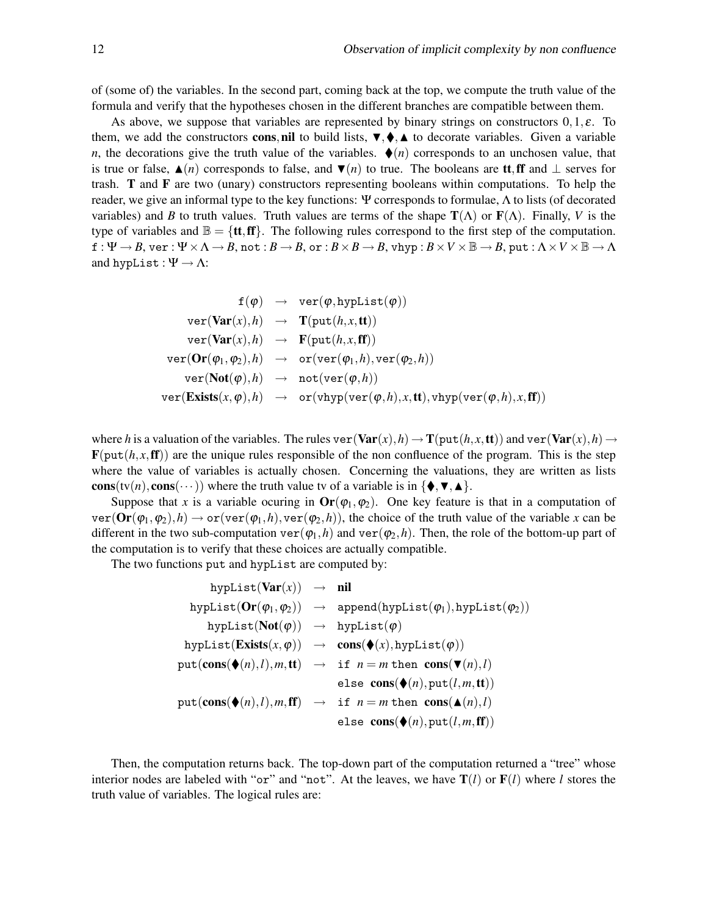of (some of) the variables. In the second part, coming back at the top, we compute the truth value of the formula and verify that the hypotheses chosen in the different branches are compatible between them.

As above, we suppose that variables are represented by binary strings on constructors $0, 1, \varepsilon$. To them, we add the constructors **cons**, **nil** to build lists, $\blacktriangledown, \blacklozenge, \blacktriangle$ to decorate variables. Given a variable $n$, the decorations give the truth value of the variables. $\blacklozenge(n)$ corresponds to an unchosen value, that is true or false, $\blacktriangle(n)$ corresponds to false, and $\blacktriangledown(n)$ to true. The booleans are **tt**, **ff** and $\perp$ serves for trash. **T** and **F** are two (unary) constructors representing booleans within computations. To help the reader, we give an informal type to the key functions: $\Psi$ corresponds to formulae, $\Lambda$ to lists (of decorated variables) and $B$ to truth values. Truth values are terms of the shape $\mathbf{T}(\Lambda)$ or $\mathbf{F}(\Lambda)$. Finally, $V$ is the type of variables and $\mathbb{B} = \{\mathbf{tt}, \mathbf{ff}\}$. The following rules correspond to the first step of the computation. $\mathtt{f} : \Psi \to B$, $\mathtt{ver} : \Psi \times \Lambda \to B$, $\mathtt{not} : B \to B$, $\mathtt{or} : B \times B \to B$, $\mathtt{vhyp} : B \times V \times \mathbb{B} \to B$, $\mathtt{put} : \Lambda \times V \times \mathbb{B} \to \Lambda$ and $\mathtt{hypList} : \Psi \to \Lambda$:

$$
\begin{array}{rcl}
\mathtt{f}(\varphi) & \to & \mathtt{ver}(\varphi, \mathtt{hypList}(\varphi)) \\
\mathtt{ver}(\mathbf{Var}(x), h) & \to & \mathbf{T}(\mathtt{put}(h, x, \mathbf{tt})) \\
\mathtt{ver}(\mathbf{Var}(x), h) & \to & \mathbf{F}(\mathtt{put}(h, x, \mathbf{ff})) \\
\mathtt{ver}(\mathbf{Or}(\varphi_1, \varphi_2), h) & \to & \mathtt{or}(\mathtt{ver}(\varphi_1, h), \mathtt{ver}(\varphi_2, h)) \\
\mathtt{ver}(\mathbf{Not}(\varphi), h) & \to & \mathtt{not}(\mathtt{ver}(\varphi, h)) \\
\mathtt{ver}(\mathbf{Exists}(x, \varphi), h) & \to & \mathtt{or}(\mathtt{vhyp}(\mathtt{ver}(\varphi, h), x, \mathbf{tt}), \mathtt{vhyp}(\mathtt{ver}(\varphi, h), x, \mathbf{ff}))
\end{array}
$$

where $h$ is a valuation of the variables. The rules $\mathtt{ver}(\mathbf{Var}(x), h) \to \mathbf{T}(\mathtt{put}(h, x, \mathbf{tt}))$ and $\mathtt{ver}(\mathbf{Var}(x), h) \to \mathbf{F}(\mathtt{put}(h, x, \mathbf{ff}))$ are the unique rules responsible of the non confluence of the program. This is the step where the value of variables is actually chosen. Concerning the valuations, they are written as lists $\mathbf{cons}(\mathrm{tv}(n), \mathbf{cons}(\cdots))$ where the truth value tv of a variable is in $\{\blacklozenge, \blacktriangledown, \blacktriangle\}$.

Suppose that $x$ is a variable ocuring in $\mathbf{Or}(\varphi_1, \varphi_2)$. One key feature is that in a computation of $\mathtt{ver}(\mathbf{Or}(\varphi_1, \varphi_2), h) \to \mathtt{or}(\mathtt{ver}(\varphi_1, h), \mathtt{ver}(\varphi_2, h))$, the choice of the truth value of the variable $x$ can be different in the two sub-computation $\mathtt{ver}(\varphi_1, h)$ and $\mathtt{ver}(\varphi_2, h)$. Then, the role of the bottom-up part of the computation is to verify that these choices are actually compatible.

The two functions put and hypList are computed by:

$$
\begin{array}{rcl}
\mathtt{hypList}(\mathbf{Var}(x)) & \to & \mathbf{nil} \\
\mathtt{hypList}(\mathbf{Or}(\varphi_1, \varphi_2)) & \to & \mathtt{append}(\mathtt{hypList}(\varphi_1), \mathtt{hypList}(\varphi_2)) \\
\mathtt{hypList}(\mathbf{Not}(\varphi)) & \to & \mathtt{hypList}(\varphi) \\
\mathtt{hypList}(\mathbf{Exists}(x, \varphi)) & \to & \mathbf{cons}(\blacklozenge(x), \mathtt{hypList}(\varphi)) \\
\mathtt{put}(\mathbf{cons}(\blacklozenge(n), l), m, \mathbf{tt}) & \to & \mathtt{if}\ n = m\ \mathtt{then}\ \mathbf{cons}(\blacktriangledown(n), l) \\
 & & \mathtt{else}\ \mathbf{cons}(\blacklozenge(n), \mathtt{put}(l, m, \mathbf{tt})) \\
\mathtt{put}(\mathbf{cons}(\blacklozenge(n), l), m, \mathbf{ff}) & \to & \mathtt{if}\ n = m\ \mathtt{then}\ \mathbf{cons}(\blacktriangle(n), l) \\
 & & \mathtt{else}\ \mathbf{cons}(\blacklozenge(n), \mathtt{put}(l, m, \mathbf{ff}))
\end{array}
$$

Then, the computation returns back. The top-down part of the computation returned a "tree" whose interior nodes are labeled with "or" and "not". At the leaves, we have $\mathbf{T}(l)$ or $\mathbf{F}(l)$ where $l$ stores the truth value of variables. The logical rules are: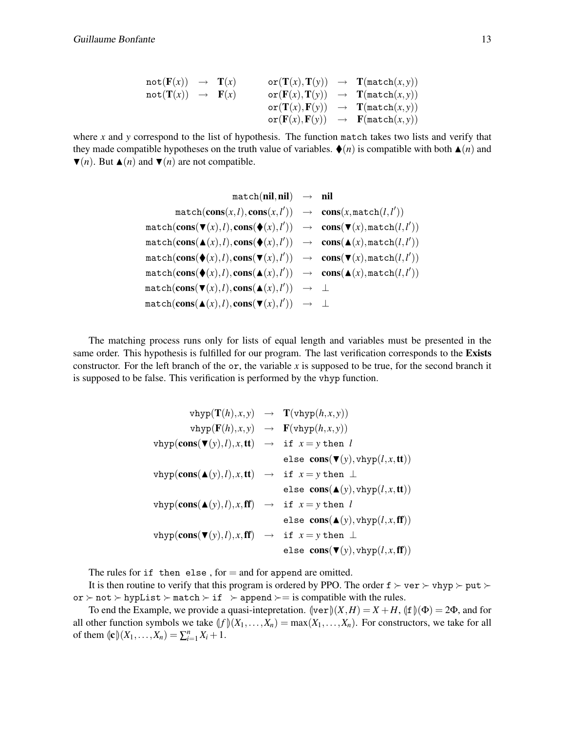$$
\begin{array}{rclcrcl}
\mathtt{not}(\mathbf{F}(x)) & \rightarrow & \mathbf{T}(x) & \quad & \mathtt{or}(\mathbf{T}(x),\mathbf{T}(y)) & \rightarrow & \mathbf{T}(\mathtt{match}(x,y)) \\
\mathtt{not}(\mathbf{T}(x)) & \rightarrow & \mathbf{F}(x) & & \mathtt{or}(\mathbf{F}(x),\mathbf{T}(y)) & \rightarrow & \mathbf{T}(\mathtt{match}(x,y)) \\
 & & & & \mathtt{or}(\mathbf{T}(x),\mathbf{F}(y)) & \rightarrow & \mathbf{T}(\mathtt{match}(x,y)) \\
 & & & & \mathtt{or}(\mathbf{F}(x),\mathbf{F}(y)) & \rightarrow & \mathbf{F}(\mathtt{match}(x,y))
\end{array}
$$

where $x$ and $y$ correspond to the list of hypothesis. The function match takes two lists and verify that they made compatible hypotheses on the truth value of variables. $\blacklozenge(n)$ is compatible with both $\blacktriangle(n)$ and $\blacktriangledown(n)$. But $\blacktriangle(n)$ and $\blacktriangledown(n)$ are not compatible.

$$
\begin{array}{rcl}
\mathtt{match}(\mathbf{nil},\mathbf{nil}) & \rightarrow & \mathbf{nil} \\
\mathtt{match}(\mathbf{cons}(x,l),\mathbf{cons}(x,l')) & \rightarrow & \mathbf{cons}(x,\mathtt{match}(l,l')) \\
\mathtt{match}(\mathbf{cons}(\blacktriangledown(x),l),\mathbf{cons}(\blacklozenge(x),l')) & \rightarrow & \mathbf{cons}(\blacktriangledown(x),\mathtt{match}(l,l')) \\
\mathtt{match}(\mathbf{cons}(\blacktriangle(x),l),\mathbf{cons}(\blacklozenge(x),l')) & \rightarrow & \mathbf{cons}(\blacktriangle(x),\mathtt{match}(l,l')) \\
\mathtt{match}(\mathbf{cons}(\blacklozenge(x),l),\mathbf{cons}(\blacktriangledown(x),l')) & \rightarrow & \mathbf{cons}(\blacktriangledown(x),\mathtt{match}(l,l')) \\
\mathtt{match}(\mathbf{cons}(\blacklozenge(x),l),\mathbf{cons}(\blacktriangle(x),l')) & \rightarrow & \mathbf{cons}(\blacktriangle(x),\mathtt{match}(l,l')) \\
\mathtt{match}(\mathbf{cons}(\blacktriangledown(x),l),\mathbf{cons}(\blacktriangle(x),l')) & \rightarrow & \bot \\
\mathtt{match}(\mathbf{cons}(\blacktriangle(x),l),\mathbf{cons}(\blacktriangledown(x),l')) & \rightarrow & \bot
\end{array}
$$

The matching process runs only for lists of equal length and variables must be presented in the same order. This hypothesis is fulfilled for our program. The last verification corresponds to the **Exists** constructor. For the left branch of the or, the variable $x$ is supposed to be true, for the second branch it is supposed to be false. This verification is performed by the vhyp function.

$$
\begin{array}{rcl}
\mathtt{vhyp}(\mathbf{T}(h),x,y) & \rightarrow & \mathbf{T}(\mathtt{vhyp}(h,x,y)) \\
\mathtt{vhyp}(\mathbf{F}(h),x,y) & \rightarrow & \mathbf{F}(\mathtt{vhyp}(h,x,y)) \\
\mathtt{vhyp}(\mathbf{cons}(\blacktriangledown(y),l),x,\mathbf{tt}) & \rightarrow & \mathtt{if}\ x=y\ \mathtt{then}\ l \\
 & & \mathtt{else}\ \mathbf{cons}(\blacktriangledown(y),\mathtt{vhyp}(l,x,\mathbf{tt})) \\
\mathtt{vhyp}(\mathbf{cons}(\blacktriangle(y),l),x,\mathbf{tt}) & \rightarrow & \mathtt{if}\ x=y\ \mathtt{then}\ \bot \\
 & & \mathtt{else}\ \mathbf{cons}(\blacktriangle(y),\mathtt{vhyp}(l,x,\mathbf{tt})) \\
\mathtt{vhyp}(\mathbf{cons}(\blacktriangle(y),l),x,\mathbf{ff}) & \rightarrow & \mathtt{if}\ x=y\ \mathtt{then}\ l \\
 & & \mathtt{else}\ \mathbf{cons}(\blacktriangle(y),\mathtt{vhyp}(l,x,\mathbf{ff})) \\
\mathtt{vhyp}(\mathbf{cons}(\blacktriangledown(y),l),x,\mathbf{ff}) & \rightarrow & \mathtt{if}\ x=y\ \mathtt{then}\ \bot \\
 & & \mathtt{else}\ \mathbf{cons}(\blacktriangledown(y),\mathtt{vhyp}(l,x,\mathbf{ff}))
\end{array}
$$

The rules for if then else , for = and for append are omitted.

It is then routine to verify that this program is ordered by PPO. The order $\mathtt{f} \succ \mathtt{ver} \succ \mathtt{vhyp} \succ \mathtt{put} \succ \mathtt{or} \succ \mathtt{not} \succ \mathtt{hypList} \succ \mathtt{match} \succ \mathtt{if} \succ \mathtt{append} \succ =$ is compatible with the rules.

To end the Example, we provide a quasi-intepretation. $(\!|\mathtt{ver}|\!)(X,H) = X+H$, $(\!|\mathtt{f}|\!)(\Phi) = 2\Phi$, and for all other function symbols we take $(\!|f|\!)(X_1,\ldots,X_n) = \max(X_1,\ldots,X_n)$. For constructors, we take for all of them $(\!|\mathbf{c}|\!)(X_1,\ldots,X_n) = \sum_{i=1}^{n} X_i + 1$.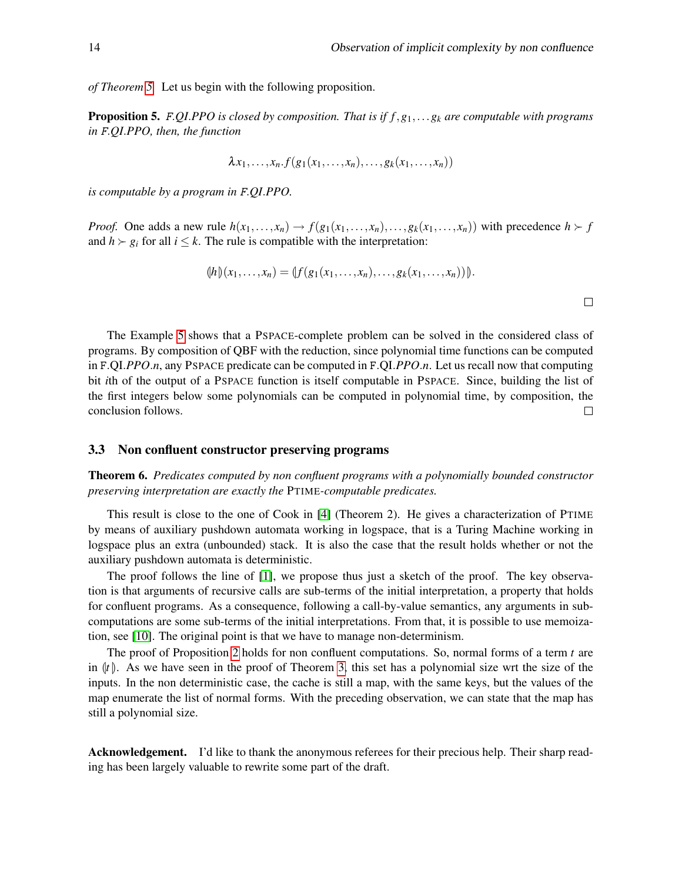*of Theorem 5.* Let us begin with the following proposition.

**Proposition 5.** *F.QI.PPO is closed by composition. That is if $f, g_1, \dots g_k$ are computable with programs in F.QI.PPO, then, the function*

$$\lambda x_1, \dots, x_n . f(g_1(x_1, \dots, x_n), \dots, g_k(x_1, \dots, x_n))$$

*is computable by a program in F.QI.PPO.*

*Proof.* One adds a new rule $h(x_1, \dots, x_n) \to f(g_1(x_1, \dots, x_n), \dots, g_k(x_1, \dots, x_n))$ with precedence $h \succ f$ and $h \succ g_i$ for all $i \leq k$. The rule is compatible with the interpretation:

$$(\!|h|\!)(x_1, \dots, x_n) = (\!|f(g_1(x_1, \dots, x_n), \dots, g_k(x_1, \dots, x_n))|\!).$$

□

The Example 5 shows that a PSPACE-complete problem can be solved in the considered class of programs. By composition of QBF with the reduction, since polynomial time functions can be computed in F.QI.*PPO*.*n*, any PSPACE predicate can be computed in F.QI.*PPO*.*n*. Let us recall now that computing bit *i*th of the output of a PSPACE function is itself computable in PSPACE. Since, building the list of the first integers below some polynomials can be computed in polynomial time, by composition, the conclusion follows. □

### 3.3 Non confluent constructor preserving programs

**Theorem 6.** *Predicates computed by non confluent programs with a polynomially bounded constructor preserving interpretation are exactly the* PTIME*-computable predicates.*

This result is close to the one of Cook in [4] (Theorem 2). He gives a characterization of PTIME by means of auxiliary pushdown automata working in logspace, that is a Turing Machine working in logspace plus an extra (unbounded) stack. It is also the case that the result holds whether or not the auxiliary pushdown automata is deterministic.

The proof follows the line of [1], we propose thus just a sketch of the proof. The key observation is that arguments of recursive calls are sub-terms of the initial interpretation, a property that holds for confluent programs. As a consequence, following a call-by-value semantics, any arguments in sub-computations are some sub-terms of the initial interpretations. From that, it is possible to use memoization, see [10]. The original point is that we have to manage non-determinism.

The proof of Proposition 2 holds for non confluent computations. So, normal forms of a term $t$ are in $(\!|t|\!)$. As we have seen in the proof of Theorem 3, this set has a polynomial size wrt the size of the inputs. In the non deterministic case, the cache is still a map, with the same keys, but the values of the map enumerate the list of normal forms. With the preceding observation, we can state that the map has still a polynomial size.

**Acknowledgement.** I'd like to thank the anonymous referees for their precious help. Their sharp reading has been largely valuable to rewrite some part of the draft.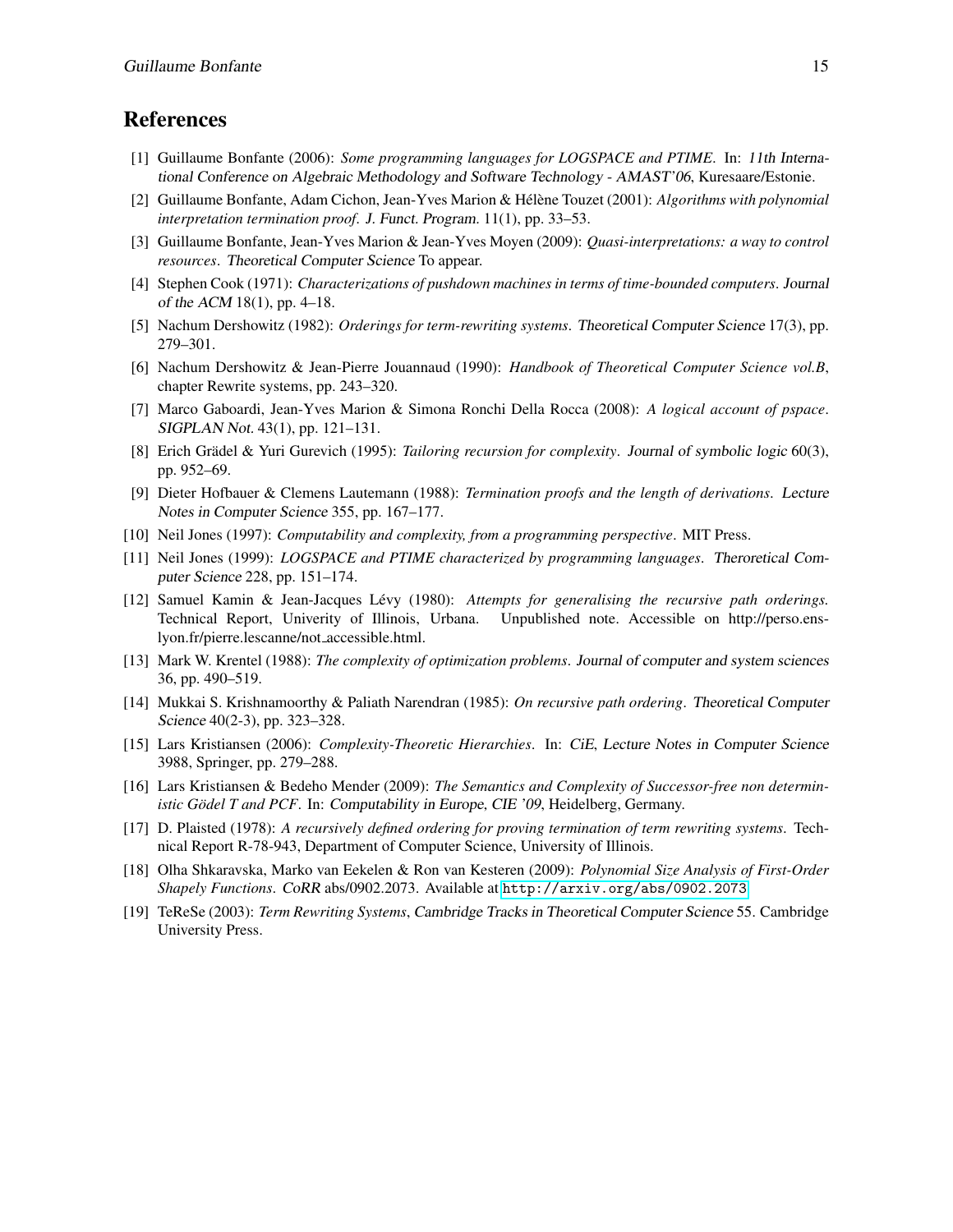## References

[1] Guillaume Bonfante (2006): *Some programming languages for LOGSPACE and PTIME*. In: 11th International Conference on Algebraic Methodology and Software Technology - AMAST'06, Kuresaare/Estonie.

[2] Guillaume Bonfante, Adam Cichon, Jean-Yves Marion & Hélène Touzet (2001): *Algorithms with polynomial interpretation termination proof*. J. Funct. Program. 11(1), pp. 33–53.

[3] Guillaume Bonfante, Jean-Yves Marion & Jean-Yves Moyen (2009): *Quasi-interpretations: a way to control resources*. Theoretical Computer Science To appear.

[4] Stephen Cook (1971): *Characterizations of pushdown machines in terms of time-bounded computers*. Journal of the ACM 18(1), pp. 4–18.

[5] Nachum Dershowitz (1982): *Orderings for term-rewriting systems*. Theoretical Computer Science 17(3), pp. 279–301.

[6] Nachum Dershowitz & Jean-Pierre Jouannaud (1990): *Handbook of Theoretical Computer Science vol.B*, chapter Rewrite systems, pp. 243–320.

[7] Marco Gaboardi, Jean-Yves Marion & Simona Ronchi Della Rocca (2008): *A logical account of pspace*. SIGPLAN Not. 43(1), pp. 121–131.

[8] Erich Grädel & Yuri Gurevich (1995): *Tailoring recursion for complexity*. Journal of symbolic logic 60(3), pp. 952–69.

[9] Dieter Hofbauer & Clemens Lautemann (1988): *Termination proofs and the length of derivations*. Lecture Notes in Computer Science 355, pp. 167–177.

[10] Neil Jones (1997): *Computability and complexity, from a programming perspective*. MIT Press.

[11] Neil Jones (1999): *LOGSPACE and PTIME characterized by programming languages*. Theroretical Computer Science 228, pp. 151–174.

[12] Samuel Kamin & Jean-Jacques Lévy (1980): *Attempts for generalising the recursive path orderings.* Technical Report, Univerity of Illinois, Urbana. Unpublished note. Accessible on http://perso.ens-lyon.fr/pierre.lescanne/not_accessible.html.

[13] Mark W. Krentel (1988): *The complexity of optimization problems*. Journal of computer and system sciences 36, pp. 490–519.

[14] Mukkai S. Krishnamoorthy & Paliath Narendran (1985): *On recursive path ordering*. Theoretical Computer Science 40(2-3), pp. 323–328.

[15] Lars Kristiansen (2006): *Complexity-Theoretic Hierarchies*. In: CiE, Lecture Notes in Computer Science 3988, Springer, pp. 279–288.

[16] Lars Kristiansen & Bedeho Mender (2009): *The Semantics and Complexity of Successor-free non deterministic Gödel T and PCF*. In: Computability in Europe, CIE '09, Heidelberg, Germany.

[17] D. Plaisted (1978): *A recursively defined ordering for proving termination of term rewriting systems*. Technical Report R-78-943, Department of Computer Science, University of Illinois.

[18] Olha Shkaravska, Marko van Eekelen & Ron van Kesteren (2009): *Polynomial Size Analysis of First-Order Shapely Functions*. CoRR abs/0902.2073. Available at http://arxiv.org/abs/0902.2073.

[19] TeReSe (2003): *Term Rewriting Systems*, Cambridge Tracks in Theoretical Computer Science 55. Cambridge University Press.